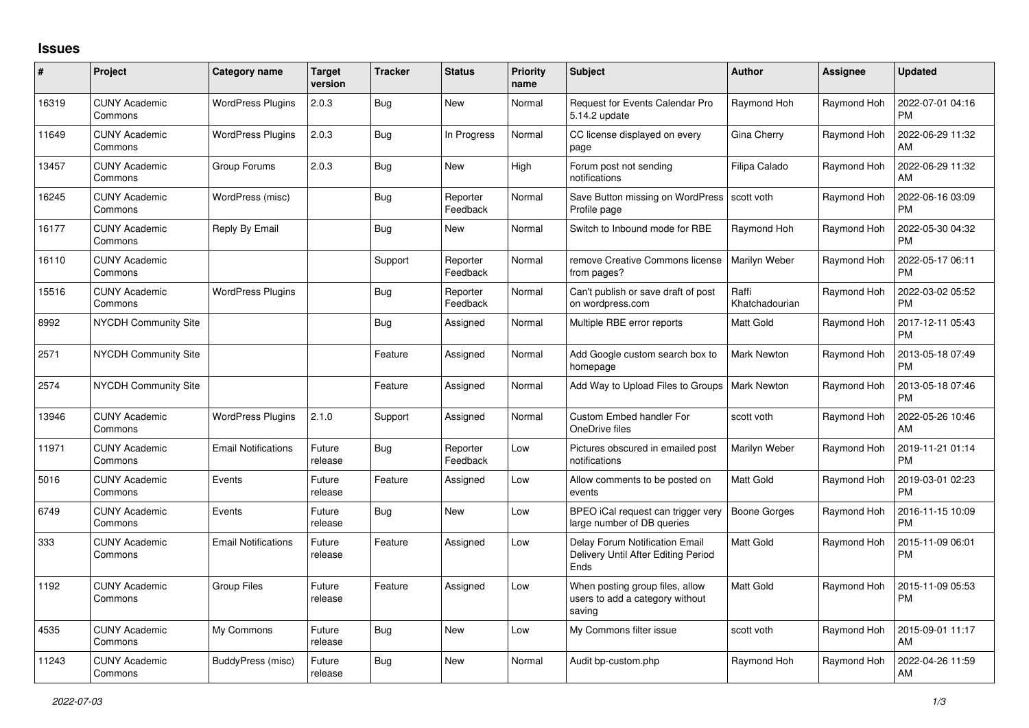## Issues

| # | Project | Category name | Target version | Tracker | Status | Priority name | Subject | Author | Assignee | Updated |
|---|---|---|---|---|---|---|---|---|---|---|
| 16319 | CUNY Academic Commons | WordPress Plugins | 2.0.3 | Bug | New | Normal | Request for Events Calendar Pro 5.14.2 update | Raymond Hoh | Raymond Hoh | 2022-07-01 04:16 PM |
| 11649 | CUNY Academic Commons | WordPress Plugins | 2.0.3 | Bug | In Progress | Normal | CC license displayed on every page | Gina Cherry | Raymond Hoh | 2022-06-29 11:32 AM |
| 13457 | CUNY Academic Commons | Group Forums | 2.0.3 | Bug | New | High | Forum post not sending notifications | Filipa Calado | Raymond Hoh | 2022-06-29 11:32 AM |
| 16245 | CUNY Academic Commons | WordPress (misc) | | Bug | Reporter Feedback | Normal | Save Button missing on WordPress Profile page | scott voth | Raymond Hoh | 2022-06-16 03:09 PM |
| 16177 | CUNY Academic Commons | Reply By Email | | Bug | New | Normal | Switch to Inbound mode for RBE | Raymond Hoh | Raymond Hoh | 2022-05-30 04:32 PM |
| 16110 | CUNY Academic Commons | | | Support | Reporter Feedback | Normal | remove Creative Commons license from pages? | Marilyn Weber | Raymond Hoh | 2022-05-17 06:11 PM |
| 15516 | CUNY Academic Commons | WordPress Plugins | | Bug | Reporter Feedback | Normal | Can't publish or save draft of post on wordpress.com | Raffi Khatchadourian | Raymond Hoh | 2022-03-02 05:52 PM |
| 8992 | NYCDH Community Site | | | Bug | Assigned | Normal | Multiple RBE error reports | Matt Gold | Raymond Hoh | 2017-12-11 05:43 PM |
| 2571 | NYCDH Community Site | | | Feature | Assigned | Normal | Add Google custom search box to homepage | Mark Newton | Raymond Hoh | 2013-05-18 07:49 PM |
| 2574 | NYCDH Community Site | | | Feature | Assigned | Normal | Add Way to Upload Files to Groups | Mark Newton | Raymond Hoh | 2013-05-18 07:46 PM |
| 13946 | CUNY Academic Commons | WordPress Plugins | 2.1.0 | Support | Assigned | Normal | Custom Embed handler For OneDrive files | scott voth | Raymond Hoh | 2022-05-26 10:46 AM |
| 11971 | CUNY Academic Commons | Email Notifications | Future release | Bug | Reporter Feedback | Low | Pictures obscured in emailed post notifications | Marilyn Weber | Raymond Hoh | 2019-11-21 01:14 PM |
| 5016 | CUNY Academic Commons | Events | Future release | Feature | Assigned | Low | Allow comments to be posted on events | Matt Gold | Raymond Hoh | 2019-03-01 02:23 PM |
| 6749 | CUNY Academic Commons | Events | Future release | Bug | New | Low | BPEO iCal request can trigger very large number of DB queries | Boone Gorges | Raymond Hoh | 2016-11-15 10:09 PM |
| 333 | CUNY Academic Commons | Email Notifications | Future release | Feature | Assigned | Low | Delay Forum Notification Email Delivery Until After Editing Period Ends | Matt Gold | Raymond Hoh | 2015-11-09 06:01 PM |
| 1192 | CUNY Academic Commons | Group Files | Future release | Feature | Assigned | Low | When posting group files, allow users to add a category without saving | Matt Gold | Raymond Hoh | 2015-11-09 05:53 PM |
| 4535 | CUNY Academic Commons | My Commons | Future release | Bug | New | Low | My Commons filter issue | scott voth | Raymond Hoh | 2015-09-01 11:17 AM |
| 11243 | CUNY Academic Commons | BuddyPress (misc) | Future release | Bug | New | Normal | Audit bp-custom.php | Raymond Hoh | Raymond Hoh | 2022-04-26 11:59 AM |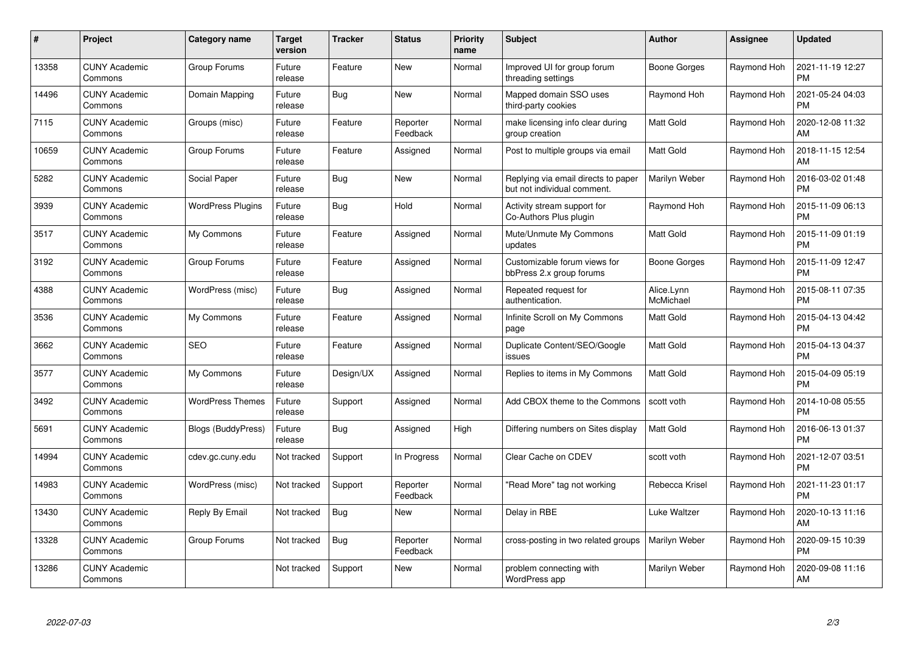| # | Project | Category name | Target version | Tracker | Status | Priority name | Subject | Author | Assignee | Updated |
|---|---|---|---|---|---|---|---|---|---|---|
| 13358 | CUNY Academic Commons | Group Forums | Future release | Feature | New | Normal | Improved UI for group forum threading settings | Boone Gorges | Raymond Hoh | 2021-11-19 12:27 PM |
| 14496 | CUNY Academic Commons | Domain Mapping | Future release | Bug | New | Normal | Mapped domain SSO uses third-party cookies | Raymond Hoh | Raymond Hoh | 2021-05-24 04:03 PM |
| 7115 | CUNY Academic Commons | Groups (misc) | Future release | Feature | Reporter Feedback | Normal | make licensing info clear during group creation | Matt Gold | Raymond Hoh | 2020-12-08 11:32 AM |
| 10659 | CUNY Academic Commons | Group Forums | Future release | Feature | Assigned | Normal | Post to multiple groups via email | Matt Gold | Raymond Hoh | 2018-11-15 12:54 AM |
| 5282 | CUNY Academic Commons | Social Paper | Future release | Bug | New | Normal | Replying via email directs to paper but not individual comment. | Marilyn Weber | Raymond Hoh | 2016-03-02 01:48 PM |
| 3939 | CUNY Academic Commons | WordPress Plugins | Future release | Bug | Hold | Normal | Activity stream support for Co-Authors Plus plugin | Raymond Hoh | Raymond Hoh | 2015-11-09 06:13 PM |
| 3517 | CUNY Academic Commons | My Commons | Future release | Feature | Assigned | Normal | Mute/Unmute My Commons updates | Matt Gold | Raymond Hoh | 2015-11-09 01:19 PM |
| 3192 | CUNY Academic Commons | Group Forums | Future release | Feature | Assigned | Normal | Customizable forum views for bbPress 2.x group forums | Boone Gorges | Raymond Hoh | 2015-11-09 12:47 PM |
| 4388 | CUNY Academic Commons | WordPress (misc) | Future release | Bug | Assigned | Normal | Repeated request for authentication. | Alice.Lynn McMichael | Raymond Hoh | 2015-08-11 07:35 PM |
| 3536 | CUNY Academic Commons | My Commons | Future release | Feature | Assigned | Normal | Infinite Scroll on My Commons page | Matt Gold | Raymond Hoh | 2015-04-13 04:42 PM |
| 3662 | CUNY Academic Commons | SEO | Future release | Feature | Assigned | Normal | Duplicate Content/SEO/Google issues | Matt Gold | Raymond Hoh | 2015-04-13 04:37 PM |
| 3577 | CUNY Academic Commons | My Commons | Future release | Design/UX | Assigned | Normal | Replies to items in My Commons | Matt Gold | Raymond Hoh | 2015-04-09 05:19 PM |
| 3492 | CUNY Academic Commons | WordPress Themes | Future release | Support | Assigned | Normal | Add CBOX theme to the Commons | scott voth | Raymond Hoh | 2014-10-08 05:55 PM |
| 5691 | CUNY Academic Commons | Blogs (BuddyPress) | Future release | Bug | Assigned | High | Differing numbers on Sites display | Matt Gold | Raymond Hoh | 2016-06-13 01:37 PM |
| 14994 | CUNY Academic Commons | cdev.gc.cuny.edu | Not tracked | Support | In Progress | Normal | Clear Cache on CDEV | scott voth | Raymond Hoh | 2021-12-07 03:51 PM |
| 14983 | CUNY Academic Commons | WordPress (misc) | Not tracked | Support | Reporter Feedback | Normal | "Read More" tag not working | Rebecca Krisel | Raymond Hoh | 2021-11-23 01:17 PM |
| 13430 | CUNY Academic Commons | Reply By Email | Not tracked | Bug | New | Normal | Delay in RBE | Luke Waltzer | Raymond Hoh | 2020-10-13 11:16 AM |
| 13328 | CUNY Academic Commons | Group Forums | Not tracked | Bug | Reporter Feedback | Normal | cross-posting in two related groups | Marilyn Weber | Raymond Hoh | 2020-09-15 10:39 PM |
| 13286 | CUNY Academic Commons | | Not tracked | Support | New | Normal | problem connecting with WordPress app | Marilyn Weber | Raymond Hoh | 2020-09-08 11:16 AM |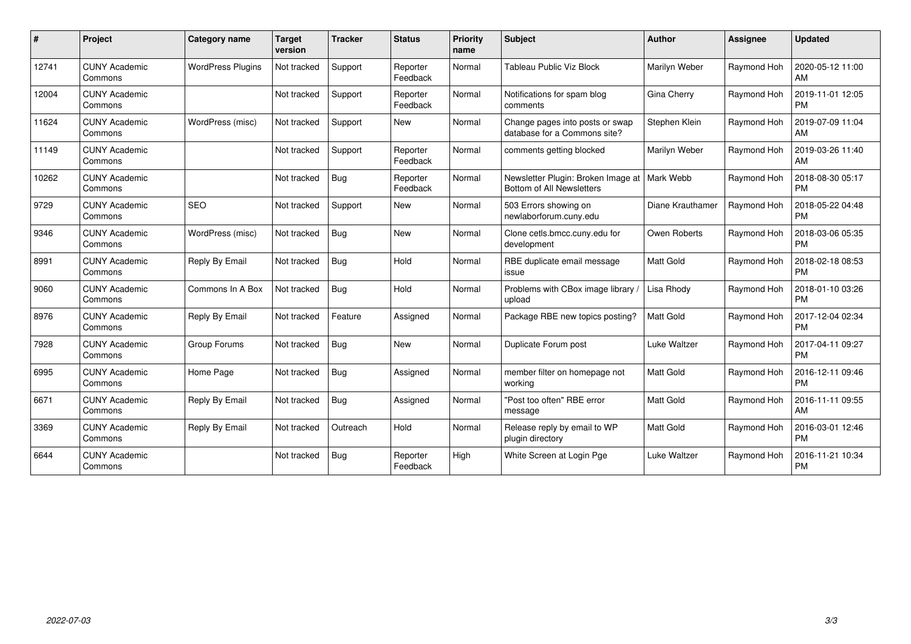| # | Project | Category name | Target version | Tracker | Status | Priority name | Subject | Author | Assignee | Updated |
|---|---|---|---|---|---|---|---|---|---|---|
| 12741 | CUNY Academic Commons | WordPress Plugins | Not tracked | Support | Reporter Feedback | Normal | Tableau Public Viz Block | Marilyn Weber | Raymond Hoh | 2020-05-12 11:00 AM |
| 12004 | CUNY Academic Commons | | Not tracked | Support | Reporter Feedback | Normal | Notifications for spam blog comments | Gina Cherry | Raymond Hoh | 2019-11-01 12:05 PM |
| 11624 | CUNY Academic Commons | WordPress (misc) | Not tracked | Support | New | Normal | Change pages into posts or swap database for a Commons site? | Stephen Klein | Raymond Hoh | 2019-07-09 11:04 AM |
| 11149 | CUNY Academic Commons | | Not tracked | Support | Reporter Feedback | Normal | comments getting blocked | Marilyn Weber | Raymond Hoh | 2019-03-26 11:40 AM |
| 10262 | CUNY Academic Commons | | Not tracked | Bug | Reporter Feedback | Normal | Newsletter Plugin: Broken Image at Bottom of All Newsletters | Mark Webb | Raymond Hoh | 2018-08-30 05:17 PM |
| 9729 | CUNY Academic Commons | SEO | Not tracked | Support | New | Normal | 503 Errors showing on newlaborforum.cuny.edu | Diane Krauthamer | Raymond Hoh | 2018-05-22 04:48 PM |
| 9346 | CUNY Academic Commons | WordPress (misc) | Not tracked | Bug | New | Normal | Clone cetls.bmcc.cuny.edu for development | Owen Roberts | Raymond Hoh | 2018-03-06 05:35 PM |
| 8991 | CUNY Academic Commons | Reply By Email | Not tracked | Bug | Hold | Normal | RBE duplicate email message issue | Matt Gold | Raymond Hoh | 2018-02-18 08:53 PM |
| 9060 | CUNY Academic Commons | Commons In A Box | Not tracked | Bug | Hold | Normal | Problems with CBox image library / upload | Lisa Rhody | Raymond Hoh | 2018-01-10 03:26 PM |
| 8976 | CUNY Academic Commons | Reply By Email | Not tracked | Feature | Assigned | Normal | Package RBE new topics posting? | Matt Gold | Raymond Hoh | 2017-12-04 02:34 PM |
| 7928 | CUNY Academic Commons | Group Forums | Not tracked | Bug | New | Normal | Duplicate Forum post | Luke Waltzer | Raymond Hoh | 2017-04-11 09:27 PM |
| 6995 | CUNY Academic Commons | Home Page | Not tracked | Bug | Assigned | Normal | member filter on homepage not working | Matt Gold | Raymond Hoh | 2016-12-11 09:46 PM |
| 6671 | CUNY Academic Commons | Reply By Email | Not tracked | Bug | Assigned | Normal | "Post too often" RBE error message | Matt Gold | Raymond Hoh | 2016-11-11 09:55 AM |
| 3369 | CUNY Academic Commons | Reply By Email | Not tracked | Outreach | Hold | Normal | Release reply by email to WP plugin directory | Matt Gold | Raymond Hoh | 2016-03-01 12:46 PM |
| 6644 | CUNY Academic Commons | | Not tracked | Bug | Reporter Feedback | High | White Screen at Login Pge | Luke Waltzer | Raymond Hoh | 2016-11-21 10:34 PM |

*2022-07-03*